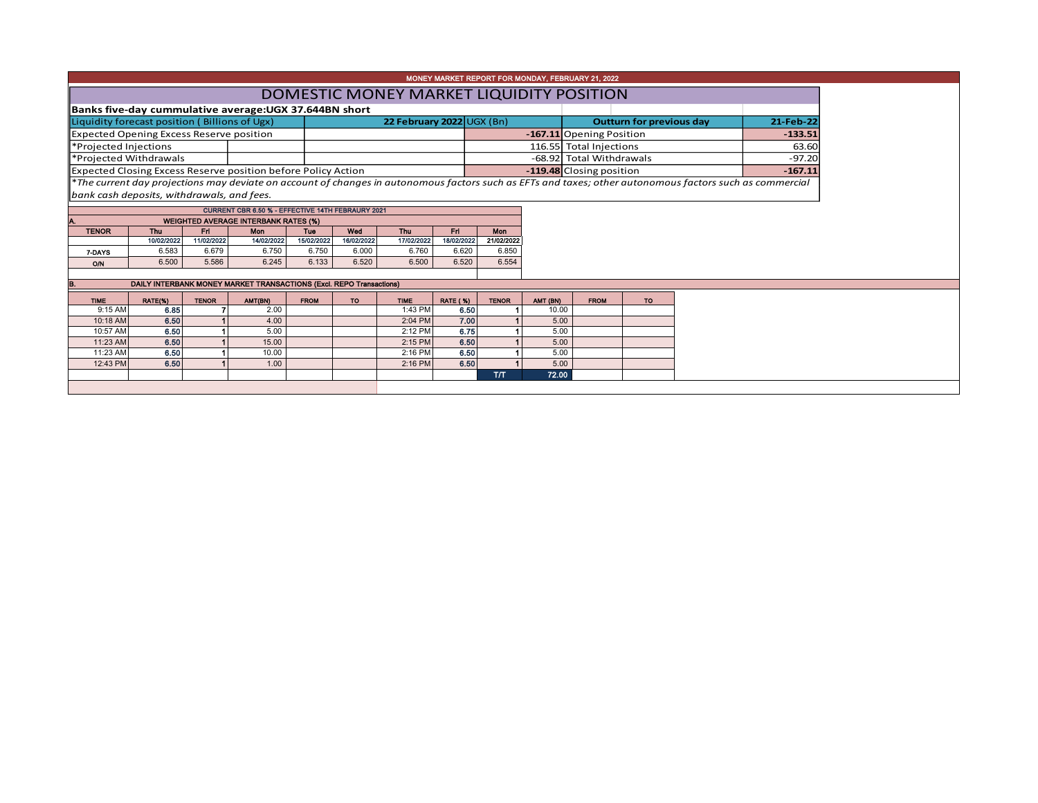MONEY MARKET REPORT FOR MONDAY, FEBRUARY 21, 2022

# DOMESTIC MONEY MARKET LIQUIDITY POSITION

**Banks five-day cummulative average:UGX 37.644BN short**

| Liquidity forecast position ( Billions of Ugx) | 22 February 2022 UGX (Bn) | Outturn for previous day | 21-Feb-22 |
|---|---|---|---|
| Expected Opening Excess Reserve position | **-167.11** | Opening Position | **-133.51** |
| *Projected Injections | 116.55 | Total Injections | 63.60 |
| *Projected Withdrawals | -68.92 | Total Withdrawals | -97.20 |
| Expected Closing Excess Reserve position before Policy Action | **-119.48** | Closing position | **-167.11** |

*\*The current day projections may deviate on account of changes in autonomous factors such as EFTs and taxes; other autonomous factors such as commercial bank cash deposits, withdrawals, and fees.*

CURRENT CBR 6.50 % - EFFECTIVE 14TH FEBRAURY 2021

**A. WEIGHTED AVERAGE INTERBANK RATES (%)**

| TENOR | Thu | Fri | Mon | Tue | Wed | Thu | Fri | Mon |
|---|---|---|---|---|---|---|---|---|
| | 10/02/2022 | 11/02/2022 | 14/02/2022 | 15/02/2022 | 16/02/2022 | 17/02/2022 | 18/02/2022 | 21/02/2022 |
| 7-DAYS | 6.583 | 6.679 | 6.750 | 6.750 | 6.000 | 6.760 | 6.620 | 6.850 |
| O/N | 6.500 | 5.586 | 6.245 | 6.133 | 6.520 | 6.500 | 6.520 | 6.554 |

**B. DAILY INTERBANK MONEY MARKET TRANSACTIONS (Excl. REPO Transactions)**

| TIME | RATE(%) | TENOR | AMT(BN) | FROM | TO | TIME | RATE (%) | TENOR | AMT (BN) | FROM | TO |
|---|---|---|---|---|---|---|---|---|---|---|---|
| 9:15 AM | 6.85 | 7 | 2.00 | | | 1:43 PM | 6.50 | 1 | 10.00 | | |
| 10:18 AM | 6.50 | 1 | 4.00 | | | 2:04 PM | 7.00 | 1 | 5.00 | | |
| 10:57 AM | 6.50 | 1 | 5.00 | | | 2:12 PM | 6.75 | 1 | 5.00 | | |
| 11:23 AM | 6.50 | 1 | 15.00 | | | 2:15 PM | 6.50 | 1 | 5.00 | | |
| 11:23 AM | 6.50 | 1 | 10.00 | | | 2:16 PM | 6.50 | 1 | 5.00 | | |
| 12:43 PM | 6.50 | 1 | 1.00 | | | 2:16 PM | 6.50 | 1 | 5.00 | | |
| | | | | | | | | T/T | 72.00 | | |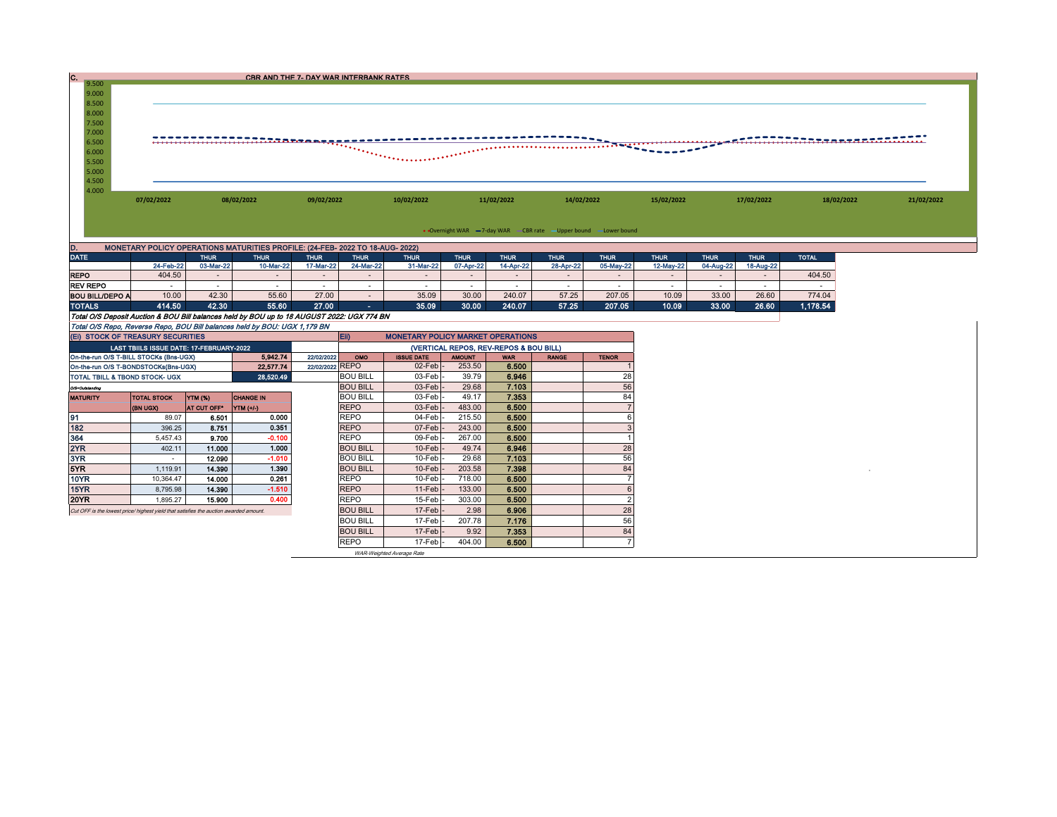## C. CBR AND THE 7- DAY WAR INTERBANK RATES

9.500
9.000
8.500
8.000
7.500
7.000
6.500
6.000
5.500
5.000
4.500
4.000

07/02/2022 08/02/2022 09/02/2022 10/02/2022 11/02/2022 14/02/2022 15/02/2022 17/02/2022 18/02/2022 21/02/2022

Overnight WAR — 7-day WAR — CBR rate — Upper bound — Lower bound

## D. MONETARY POLICY OPERATIONS MATURITIES PROFILE: (24-FEB- 2022 TO 18-AUG- 2022)

| DATE | | THUR | THUR | THUR | THUR | THUR | THUR | THUR | THUR | THUR | THUR | THUR | THUR | TOTAL |
|---|---|---|---|---|---|---|---|---|---|---|---|---|---|---|
| | 24-Feb-22 | 03-Mar-22 | 10-Mar-22 | 17-Mar-22 | 24-Mar-22 | 31-Mar-22 | 07-Apr-22 | 14-Apr-22 | 28-Apr-22 | 05-May-22 | 12-May-22 | 04-Aug-22 | 18-Aug-22 | |
| REPO | 404.50 | - | - | - | - | - | - | - | - | - | - | - | - | 404.50 |
| REV REPO | - | - | - | - | - | - | - | - | - | - | - | - | - | - |
| BOU BILL/DEPO A | 10.00 | 42.30 | 55.60 | 27.00 | - | 35.09 | 30.00 | 240.07 | 57.25 | 207.05 | 10.09 | 33.00 | 26.60 | 774.04 |
| TOTALS | 414.50 | 42.30 | 55.60 | 27.00 | - | 35.09 | 30.00 | 240.07 | 57.25 | 207.05 | 10.09 | 33.00 | 26.60 | 1,178.54 |

*Total O/S Deposit Auction & BOU Bill balances held by BOU up to 18 AUGUST 2022: UGX 774 BN*

*Total O/S Repo, Reverse Repo, BOU Bill balances held by BOU: UGX 1,179 BN*

## (EI) STOCK OF TREASURY SECURITIES

| LAST TBIILS ISSUE DATE: 17-FEBRUARY-2022 | | |
|---|---|---|
| On-the-run O/S T-BILL STOCKs (Bns-UGX) | 5,942.74 | 22/02/2022 |
| On-the-run O/S T-BONDSTOCKs(Bns-UGX) | 22,577.74 | 22/02/2022 |
| TOTAL TBILL & TBOND STOCK- UGX | 28,520.49 | |

*O/S=Outstanding*

| MATURITY | TOTAL STOCK (BN UGX) | YTM (%) AT CUT OFF* | CHANGE IN YTM (+/-) |
|---|---|---|---|
| 91 | 89.07 | 6.501 | 0.000 |
| 182 | 396.25 | 8.751 | 0.351 |
| 364 | 5,457.43 | 9.700 | -0.100 |
| 2YR | 402.11 | 11.000 | 1.000 |
| 3YR | - | 12.090 | -1.010 |
| 5YR | 1,119.91 | 14.390 | 1.390 |
| 10YR | 10,364.47 | 14.000 | 0.261 |
| 15YR | 8,795.98 | 14.390 | -1.510 |
| 20YR | 1,895.27 | 15.900 | 0.400 |

*Cut OFF is the lowest price/ highest yield that satisfies the auction awarded amount.*

## Eii) MONETARY POLICY MARKET OPERATIONS

(VERTICAL REPOS, REV-REPOS & BOU BILL)

| OMO | ISSUE DATE | AMOUNT | WAR | RANGE | TENOR |
|---|---|---|---|---|---|
| REPO | 02-Feb | 253.50 | 6.500 | | 1 |
| BOU BILL | 03-Feb | 39.79 | 6.946 | | 28 |
| BOU BILL | 03-Feb | 29.68 | 7.103 | | 56 |
| BOU BILL | 03-Feb | 49.17 | 7.353 | | 84 |
| REPO | 03-Feb | 483.00 | 6.500 | | 7 |
| REPO | 04-Feb | 215.50 | 6.500 | | 6 |
| REPO | 07-Feb | 243.00 | 6.500 | | 3 |
| REPO | 09-Feb | 267.00 | 6.500 | | 1 |
| BOU BILL | 10-Feb | 49.74 | 6.946 | | 28 |
| BOU BILL | 10-Feb | 29.68 | 7.103 | | 56 |
| BOU BILL | 10-Feb | 203.58 | 7.398 | | 84 |
| REPO | 10-Feb | 718.00 | 6.500 | | 7 |
| REPO | 11-Feb | 133.00 | 6.500 | | 6 |
| REPO | 15-Feb | 303.00 | 6.500 | | 2 |
| BOU BILL | 17-Feb | 2.98 | 6.906 | | 28 |
| BOU BILL | 17-Feb | 207.78 | 7.176 | | 56 |
| BOU BILL | 17-Feb | 9.92 | 7.353 | | 84 |
| REPO | 17-Feb | 404.00 | 6.500 | | 7 |

*WAR-Weighted Average Rate*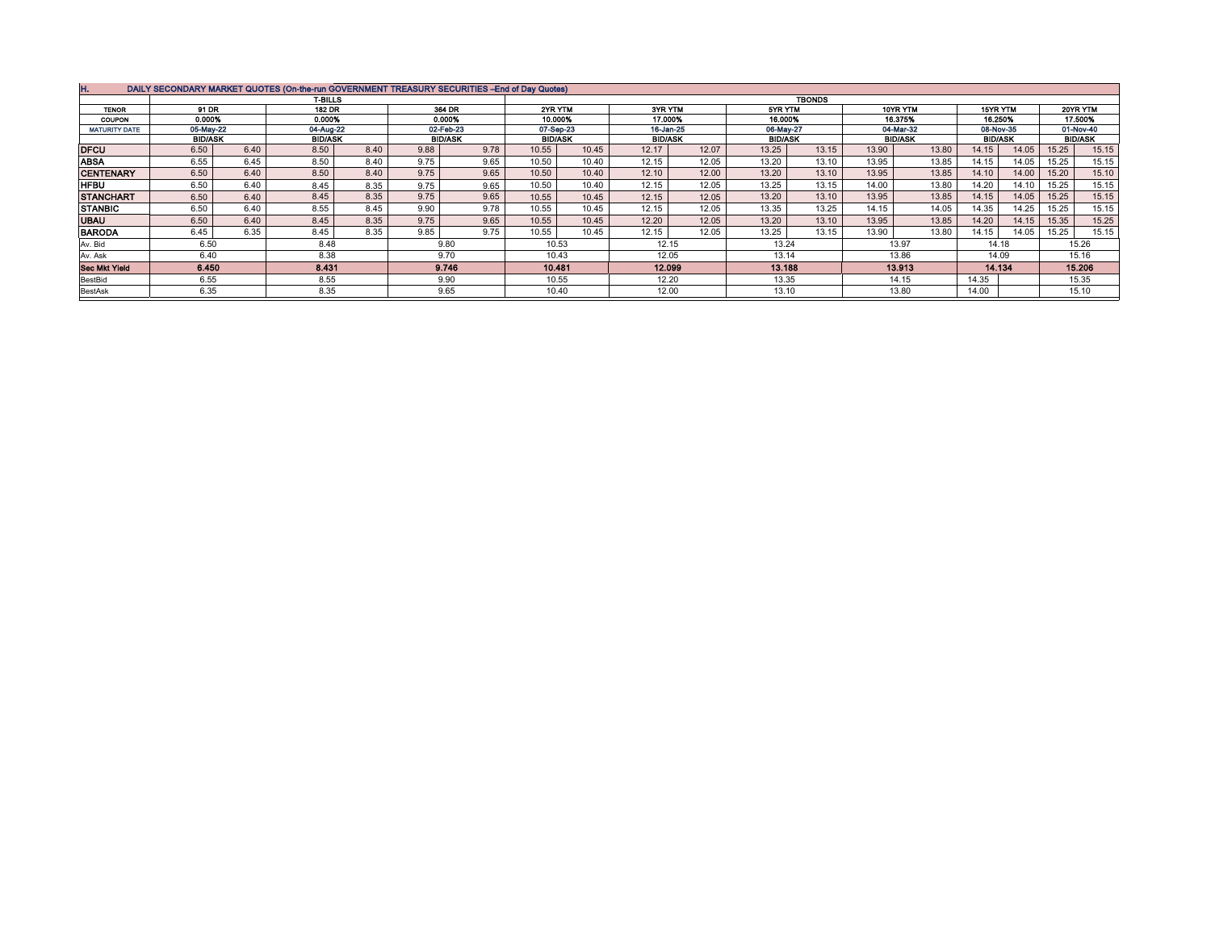**H. DAILY SECONDARY MARKET QUOTES (On-the-run GOVERNMENT TREASURY SECURITIES –End of Day Quotes)**

| | T-BILLS | | | | | | TBONDS | | | | | | | | | | | |
|---|---|---|---|---|---|---|---|---|---|---|---|---|---|---|---|---|---|---|
| **TENOR** | **91 DR** | | **182 DR** | | **364 DR** | | **2YR YTM** | | **3YR YTM** | | **5YR YTM** | | **10YR YTM** | | **15YR YTM** | | **20YR YTM** | |
| **COUPON** | **0.000%** | | **0.000%** | | **0.000%** | | **10.000%** | | **17.000%** | | **16.000%** | | **16.375%** | | **16.250%** | | **17.500%** | |
| MATURITY DATE | **05-May-22** | | **04-Aug-22** | | **02-Feb-23** | | **07-Sep-23** | | **16-Jan-25** | | **06-May-27** | | **04-Mar-32** | | **08-Nov-35** | | **01-Nov-40** | |
| | **BID/ASK** | | **BID/ASK** | | **BID/ASK** | | **BID/ASK** | | **BID/ASK** | | **BID/ASK** | | **BID/ASK** | | **BID/ASK** | | **BID/ASK** | |
| **DFCU** | 6.50 | 6.40 | 8.50 | 8.40 | 9.88 | 9.78 | 10.55 | 10.45 | 12.17 | 12.07 | 13.25 | 13.15 | 13.90 | 13.80 | 14.15 | 14.05 | 15.25 | 15.15 |
| **ABSA** | 6.55 | 6.45 | 8.50 | 8.40 | 9.75 | 9.65 | 10.50 | 10.40 | 12.15 | 12.05 | 13.20 | 13.10 | 13.95 | 13.85 | 14.15 | 14.05 | 15.25 | 15.15 |
| **CENTENARY** | 6.50 | 6.40 | 8.50 | 8.40 | 9.75 | 9.65 | 10.50 | 10.40 | 12.10 | 12.00 | 13.20 | 13.10 | 13.95 | 13.85 | 14.10 | 14.00 | 15.20 | 15.10 |
| **HFBU** | 6.50 | 6.40 | 8.45 | 8.35 | 9.75 | 9.65 | 10.50 | 10.40 | 12.15 | 12.05 | 13.25 | 13.15 | 14.00 | 13.80 | 14.20 | 14.10 | 15.25 | 15.15 |
| **STANCHART** | 6.50 | 6.40 | 8.45 | 8.35 | 9.75 | 9.65 | 10.55 | 10.45 | 12.15 | 12.05 | 13.20 | 13.10 | 13.95 | 13.85 | 14.15 | 14.05 | 15.25 | 15.15 |
| **STANBIC** | 6.50 | 6.40 | 8.55 | 8.45 | 9.90 | 9.78 | 10.55 | 10.45 | 12.15 | 12.05 | 13.35 | 13.25 | 14.15 | 14.05 | 14.35 | 14.25 | 15.25 | 15.15 |
| **UBAU** | 6.50 | 6.40 | 8.45 | 8.35 | 9.75 | 9.65 | 10.55 | 10.45 | 12.20 | 12.05 | 13.20 | 13.10 | 13.95 | 13.85 | 14.20 | 14.15 | 15.35 | 15.25 |
| **BARODA** | 6.45 | 6.35 | 8.45 | 8.35 | 9.85 | 9.75 | 10.55 | 10.45 | 12.15 | 12.05 | 13.25 | 13.15 | 13.90 | 13.80 | 14.15 | 14.05 | 15.25 | 15.15 |
| Av. Bid | 6.50 | | 8.48 | | 9.80 | | 10.53 | | 12.15 | | 13.24 | | 13.97 | | 14.18 | | 15.26 | |
| Av. Ask | 6.40 | | 8.38 | | 9.70 | | 10.43 | | 12.05 | | 13.14 | | 13.86 | | 14.09 | | 15.16 | |
| **Sec Mkt Yield** | **6.450** | | **8.431** | | **9.746** | | **10.481** | | **12.099** | | **13.188** | | **13.913** | | **14.134** | | **15.206** | |
| BestBid | 6.55 | | 8.55 | | 9.90 | | 10.55 | | 12.20 | | 13.35 | | 14.15 | | 14.35 | | 15.35 | |
| BestAsk | 6.35 | | 8.35 | | 9.65 | | 10.40 | | 12.00 | | 13.10 | | 13.80 | | 14.00 | | 15.10 | |